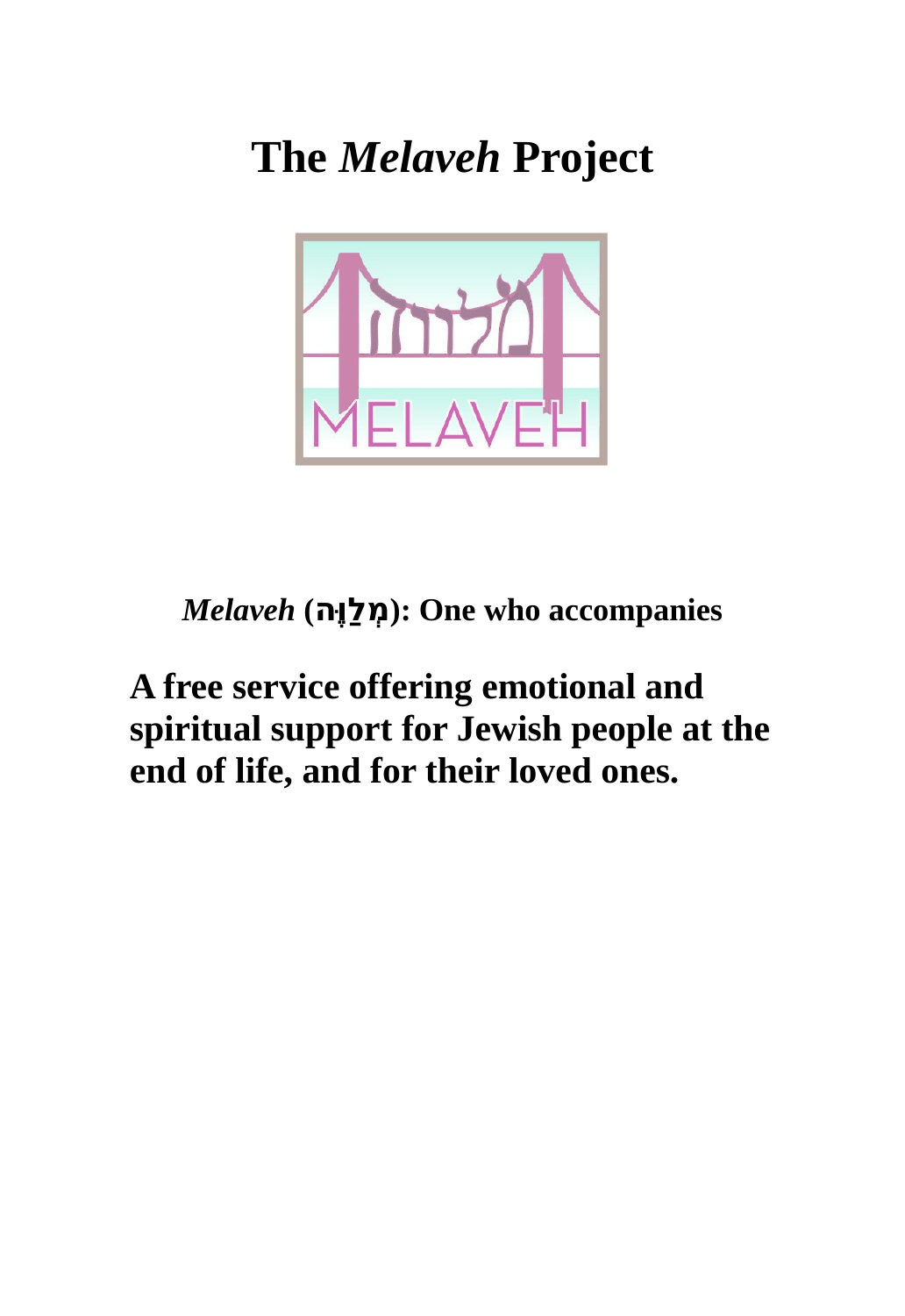# The *Melaveh* Project

*Melaveh* (**מְלַוֶּה**): One who accompanies

**A free service offering emotional and spiritual support for Jewish people at the end of life, and for their loved ones.**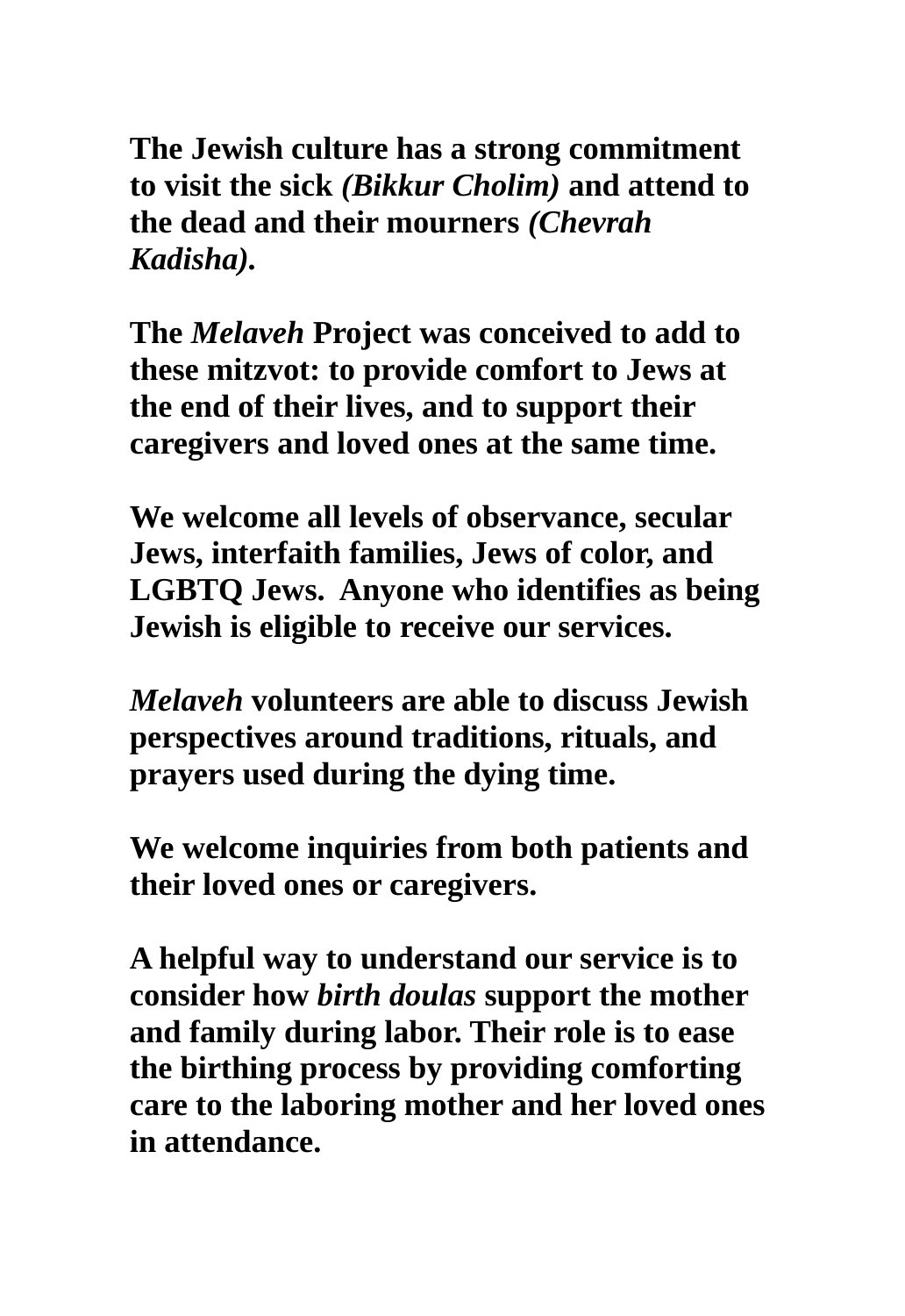**The Jewish culture has a strong commitment to visit the sick *(Bikkur Cholim)* and attend to the dead and their mourners *(Chevrah Kadisha)*.**

**The *Melaveh* Project was conceived to add to these mitzvot: to provide comfort to Jews at the end of their lives, and to support their caregivers and loved ones at the same time.**

**We welcome all levels of observance, secular Jews, interfaith families, Jews of color, and LGBTQ Jews. Anyone who identifies as being Jewish is eligible to receive our services.**

***Melaveh* volunteers are able to discuss Jewish perspectives around traditions, rituals, and prayers used during the dying time.**

**We welcome inquiries from both patients and their loved ones or caregivers.**

**A helpful way to understand our service is to consider how *birth doulas* support the mother and family during labor. Their role is to ease the birthing process by providing comforting care to the laboring mother and her loved ones in attendance.**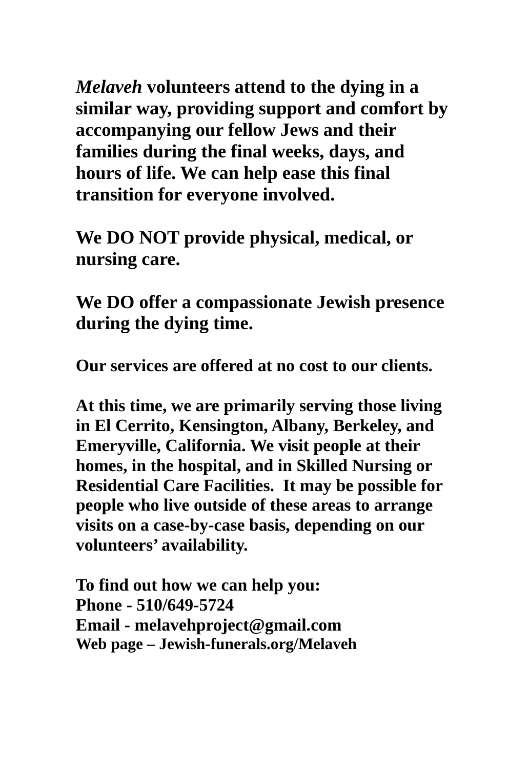***Melaveh* volunteers attend to the dying in a similar way, providing support and comfort by accompanying our fellow Jews and their families during the final weeks, days, and hours of life. We can help ease this final transition for everyone involved.**

**We DO NOT provide physical, medical, or nursing care.**

**We DO offer a compassionate Jewish presence during the dying time.**

**Our services are offered at no cost to our clients.**

**At this time, we are primarily serving those living in El Cerrito, Kensington, Albany, Berkeley, and Emeryville, California. We visit people at their homes, in the hospital, and in Skilled Nursing or Residential Care Facilities. It may be possible for people who live outside of these areas to arrange visits on a case-by-case basis, depending on our volunteers' availability.**

**To find out how we can help you:**
**Phone - 510/649-5724**
**Email - melavehproject@gmail.com**
**Web page – Jewish-funerals.org/Melaveh**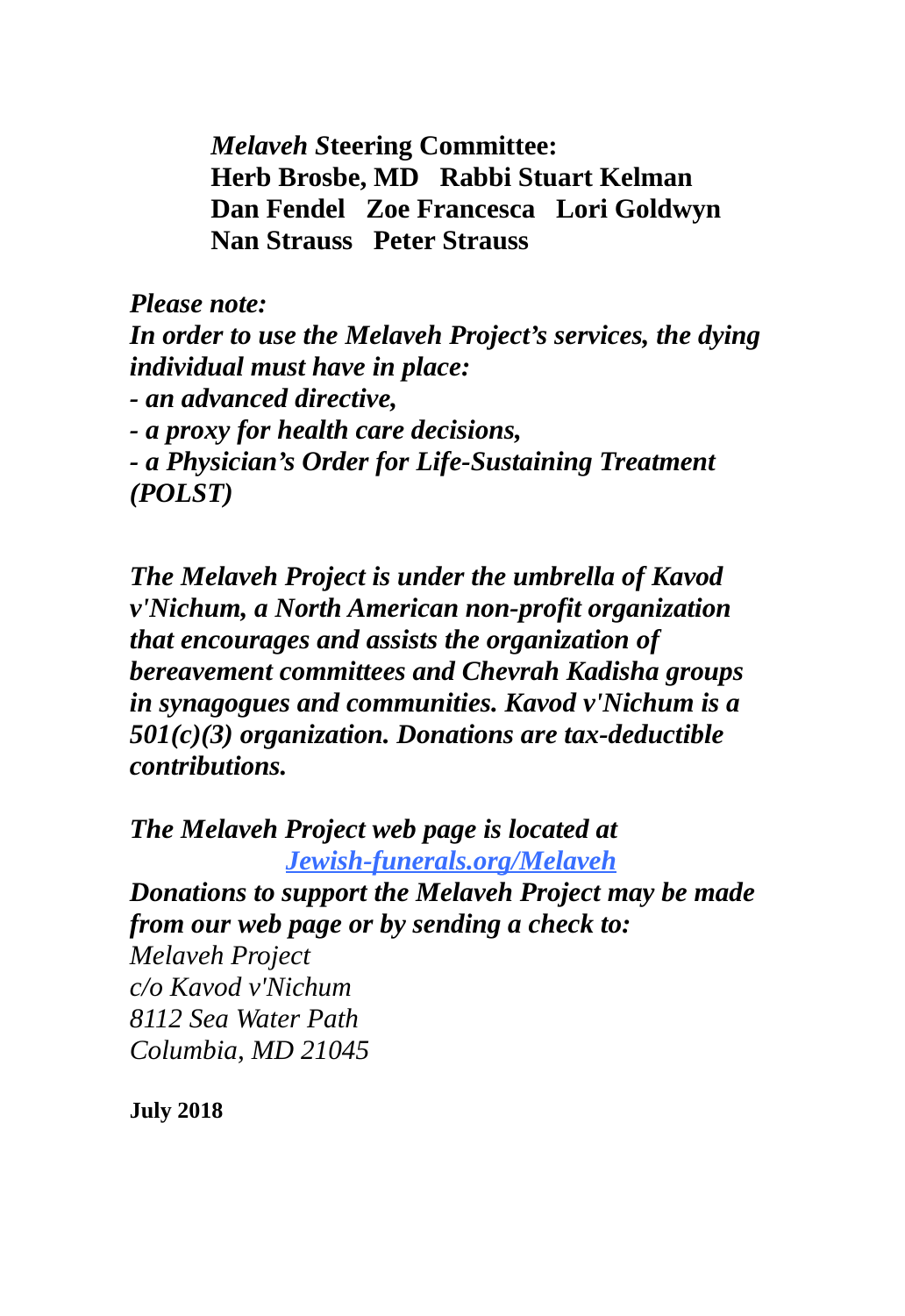***Melaveh S*teering Committee:**
**Herb Brosbe, MD   Rabbi Stuart Kelman**
**Dan Fendel   Zoe Francesca   Lori Goldwyn**
**Nan Strauss   Peter Strauss**

***Please note:***
***In order to use the Melaveh Project's services, the dying individual must have in place:***
***- an advanced directive,***
***- a proxy for health care decisions,***
***- a Physician's Order for Life-Sustaining Treatment (POLST)***

***The Melaveh Project is under the umbrella of Kavod v'Nichum, a North American non-profit organization that encourages and assists the organization of bereavement committees and Chevrah Kadisha groups in synagogues and communities. Kavod v'Nichum is a 501(c)(3) organization. Donations are tax-deductible contributions.***

***The Melaveh Project web page is located at***
***[Jewish-funerals.org/Melaveh](Jewish-funerals.org/Melaveh)***
***Donations to support the Melaveh Project may be made from our web page or by sending a check to:***
*Melaveh Project*
*c/o Kavod v'Nichum*
*8112 Sea Water Path*
*Columbia, MD 21045*

**July 2018**